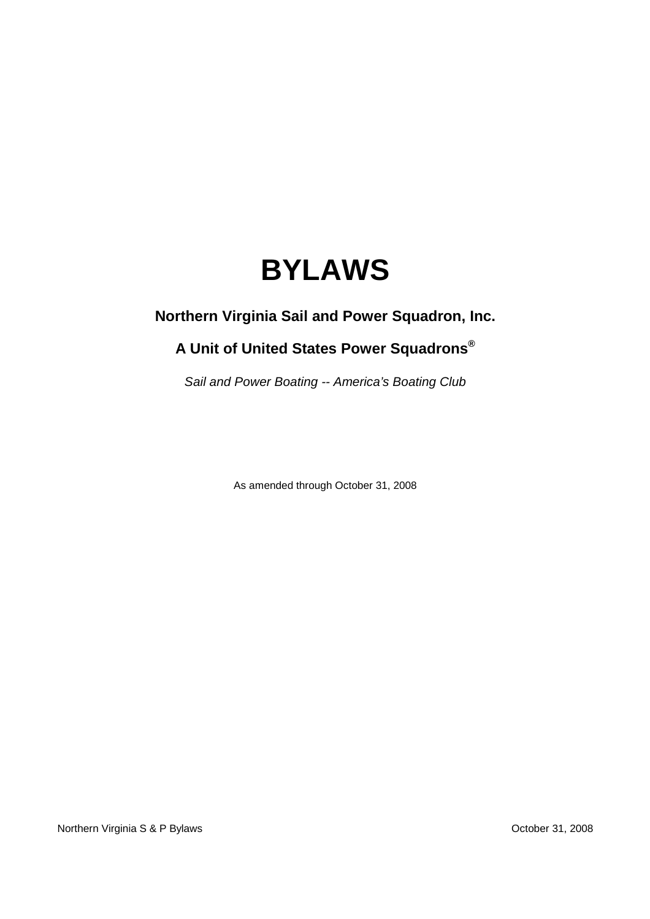# BYLAWS

## Northern Virginia Sail and Power Squadron, Inc.

## A Unit of United States Power Squadrons®

*Sail and Power Boating -- America's Boating Club*

As amended through October 31, 2008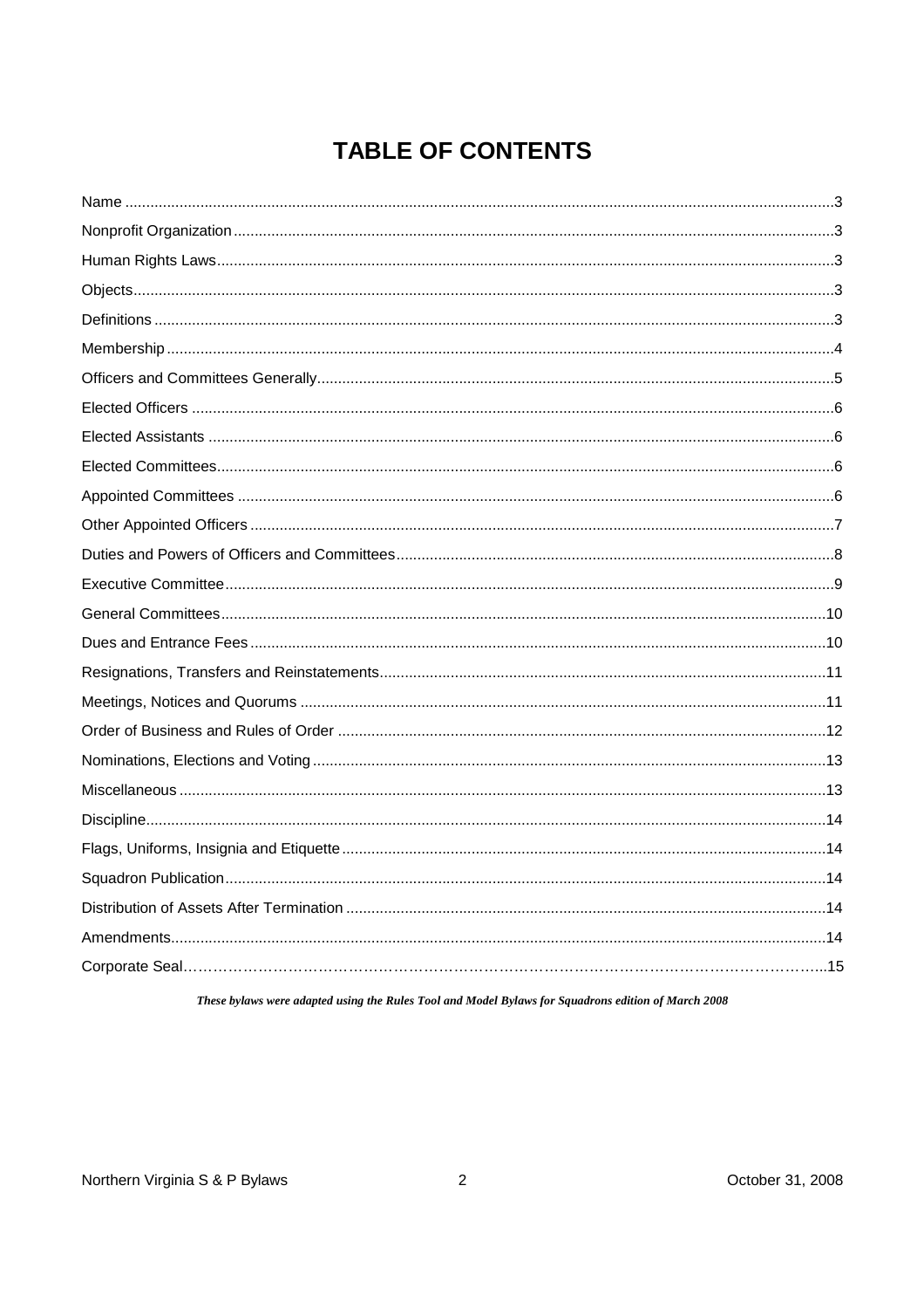# TABLE OF CONTENTS

| Section | Page |
|---|---|
| Name | 3 |
| Nonprofit Organization | 3 |
| Human Rights Laws | 3 |
| Objects | 3 |
| Definitions | 3 |
| Membership | 4 |
| Officers and Committees Generally | 5 |
| Elected Officers | 6 |
| Elected Assistants | 6 |
| Elected Committees | 6 |
| Appointed Committees | 6 |
| Other Appointed Officers | 7 |
| Duties and Powers of Officers and Committees | 8 |
| Executive Committee | 9 |
| General Committees | 10 |
| Dues and Entrance Fees | 10 |
| Resignations, Transfers and Reinstatements | 11 |
| Meetings, Notices and Quorums | 11 |
| Order of Business and Rules of Order | 12 |
| Nominations, Elections and Voting | 13 |
| Miscellaneous | 13 |
| Discipline | 14 |
| Flags, Uniforms, Insignia and Etiquette | 14 |
| Squadron Publication | 14 |
| Distribution of Assets After Termination | 14 |
| Amendments | 14 |
| Corporate Seal | 15 |

***These bylaws were adapted using the Rules Tool and Model Bylaws for Squadrons edition of March 2008***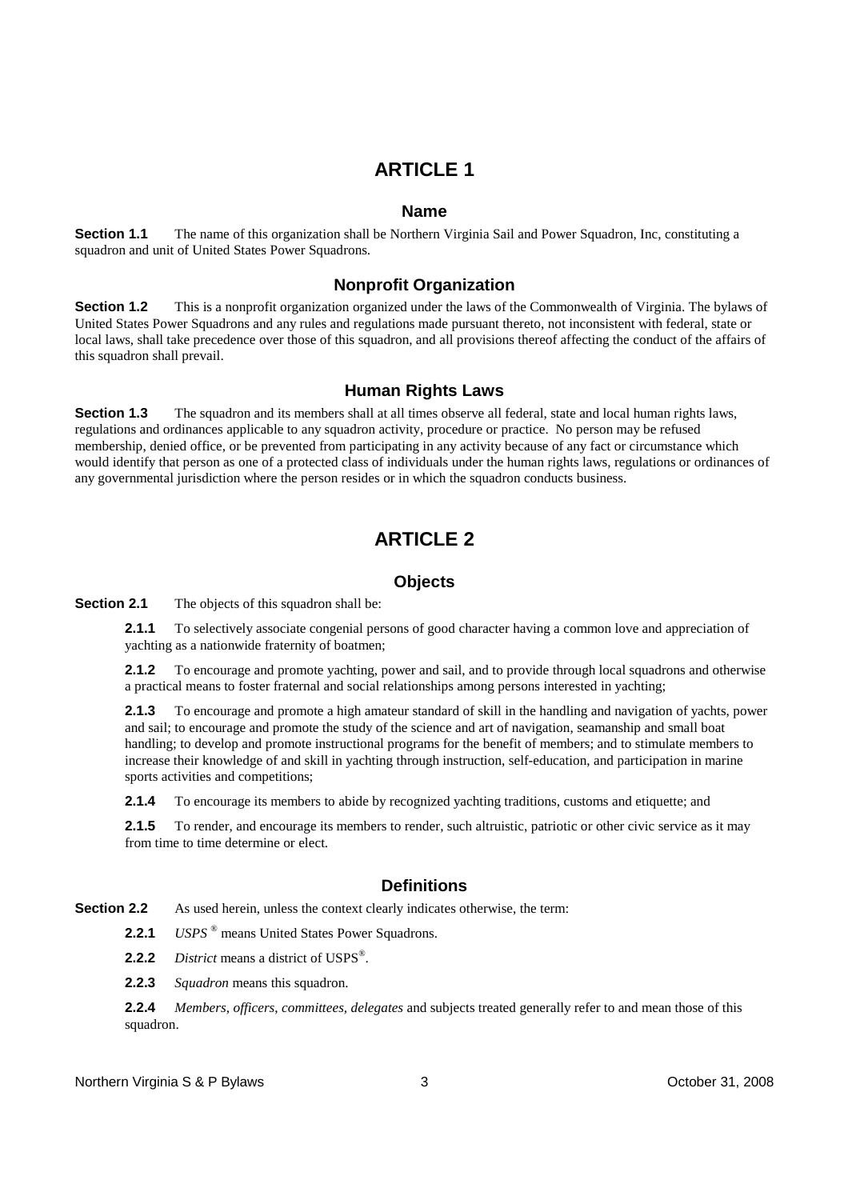# ARTICLE 1

## Name

**Section 1.1** The name of this organization shall be Northern Virginia Sail and Power Squadron, Inc, constituting a squadron and unit of United States Power Squadrons.

## Nonprofit Organization

**Section 1.2** This is a nonprofit organization organized under the laws of the Commonwealth of Virginia. The bylaws of United States Power Squadrons and any rules and regulations made pursuant thereto, not inconsistent with federal, state or local laws, shall take precedence over those of this squadron, and all provisions thereof affecting the conduct of the affairs of this squadron shall prevail.

## Human Rights Laws

**Section 1.3** The squadron and its members shall at all times observe all federal, state and local human rights laws, regulations and ordinances applicable to any squadron activity, procedure or practice. No person may be refused membership, denied office, or be prevented from participating in any activity because of any fact or circumstance which would identify that person as one of a protected class of individuals under the human rights laws, regulations or ordinances of any governmental jurisdiction where the person resides or in which the squadron conducts business.

# ARTICLE 2

## Objects

**Section 2.1** The objects of this squadron shall be:

**2.1.1** To selectively associate congenial persons of good character having a common love and appreciation of yachting as a nationwide fraternity of boatmen;

**2.1.2** To encourage and promote yachting, power and sail, and to provide through local squadrons and otherwise a practical means to foster fraternal and social relationships among persons interested in yachting;

**2.1.3** To encourage and promote a high amateur standard of skill in the handling and navigation of yachts, power and sail; to encourage and promote the study of the science and art of navigation, seamanship and small boat handling; to develop and promote instructional programs for the benefit of members; and to stimulate members to increase their knowledge of and skill in yachting through instruction, self-education, and participation in marine sports activities and competitions;

**2.1.4** To encourage its members to abide by recognized yachting traditions, customs and etiquette; and

**2.1.5** To render, and encourage its members to render, such altruistic, patriotic or other civic service as it may from time to time determine or elect.

## Definitions

**Section 2.2** As used herein, unless the context clearly indicates otherwise, the term:

**2.2.1** *USPS* ® means United States Power Squadrons.

**2.2.2** *District* means a district of USPS®.

**2.2.3** *Squadron* means this squadron.

**2.2.4** *Members*, *officers*, *committees*, *delegates* and subjects treated generally refer to and mean those of this squadron.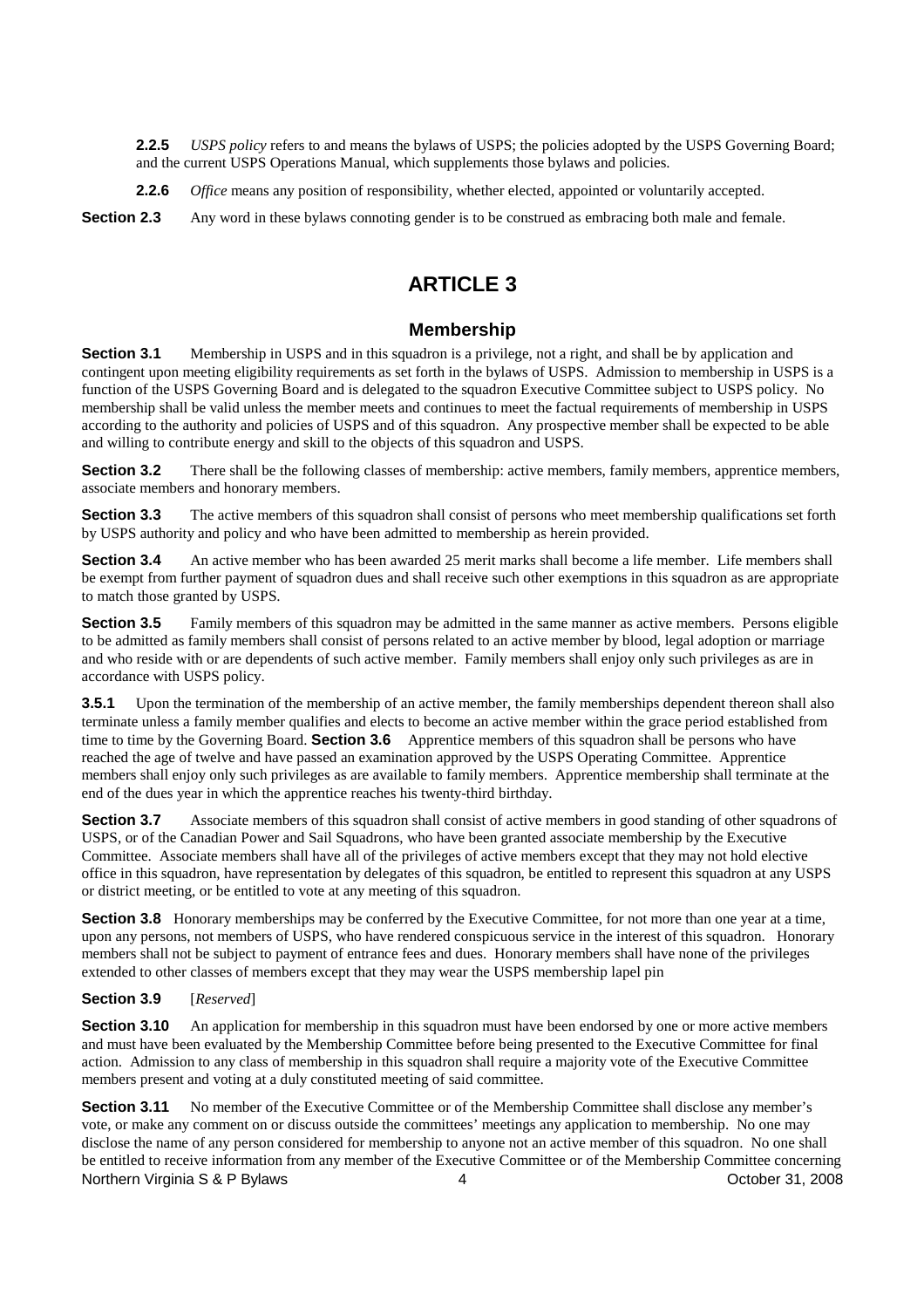**2.2.5** *USPS policy* refers to and means the bylaws of USPS; the policies adopted by the USPS Governing Board; and the current USPS Operations Manual, which supplements those bylaws and policies.

**2.2.6** *Office* means any position of responsibility, whether elected, appointed or voluntarily accepted.

**Section 2.3** Any word in these bylaws connoting gender is to be construed as embracing both male and female.

# ARTICLE 3

## Membership

**Section 3.1** Membership in USPS and in this squadron is a privilege, not a right, and shall be by application and contingent upon meeting eligibility requirements as set forth in the bylaws of USPS. Admission to membership in USPS is a function of the USPS Governing Board and is delegated to the squadron Executive Committee subject to USPS policy. No membership shall be valid unless the member meets and continues to meet the factual requirements of membership in USPS according to the authority and policies of USPS and of this squadron. Any prospective member shall be expected to be able and willing to contribute energy and skill to the objects of this squadron and USPS.

**Section 3.2** There shall be the following classes of membership: active members, family members, apprentice members, associate members and honorary members.

**Section 3.3** The active members of this squadron shall consist of persons who meet membership qualifications set forth by USPS authority and policy and who have been admitted to membership as herein provided.

**Section 3.4** An active member who has been awarded 25 merit marks shall become a life member. Life members shall be exempt from further payment of squadron dues and shall receive such other exemptions in this squadron as are appropriate to match those granted by USPS.

**Section 3.5** Family members of this squadron may be admitted in the same manner as active members. Persons eligible to be admitted as family members shall consist of persons related to an active member by blood, legal adoption or marriage and who reside with or are dependents of such active member. Family members shall enjoy only such privileges as are in accordance with USPS policy.

**3.5.1** Upon the termination of the membership of an active member, the family memberships dependent thereon shall also terminate unless a family member qualifies and elects to become an active member within the grace period established from time to time by the Governing Board. **Section 3.6** Apprentice members of this squadron shall be persons who have reached the age of twelve and have passed an examination approved by the USPS Operating Committee. Apprentice members shall enjoy only such privileges as are available to family members. Apprentice membership shall terminate at the end of the dues year in which the apprentice reaches his twenty-third birthday.

**Section 3.7** Associate members of this squadron shall consist of active members in good standing of other squadrons of USPS, or of the Canadian Power and Sail Squadrons, who have been granted associate membership by the Executive Committee. Associate members shall have all of the privileges of active members except that they may not hold elective office in this squadron, have representation by delegates of this squadron, be entitled to represent this squadron at any USPS or district meeting, or be entitled to vote at any meeting of this squadron.

**Section 3.8** Honorary memberships may be conferred by the Executive Committee, for not more than one year at a time, upon any persons, not members of USPS, who have rendered conspicuous service in the interest of this squadron. Honorary members shall not be subject to payment of entrance fees and dues. Honorary members shall have none of the privileges extended to other classes of members except that they may wear the USPS membership lapel pin

**Section 3.9** [*Reserved*]

**Section 3.10** An application for membership in this squadron must have been endorsed by one or more active members and must have been evaluated by the Membership Committee before being presented to the Executive Committee for final action. Admission to any class of membership in this squadron shall require a majority vote of the Executive Committee members present and voting at a duly constituted meeting of said committee.

**Section 3.11** No member of the Executive Committee or of the Membership Committee shall disclose any member's vote, or make any comment on or discuss outside the committees' meetings any application to membership. No one may disclose the name of any person considered for membership to anyone not an active member of this squadron. No one shall be entitled to receive information from any member of the Executive Committee or of the Membership Committee concerning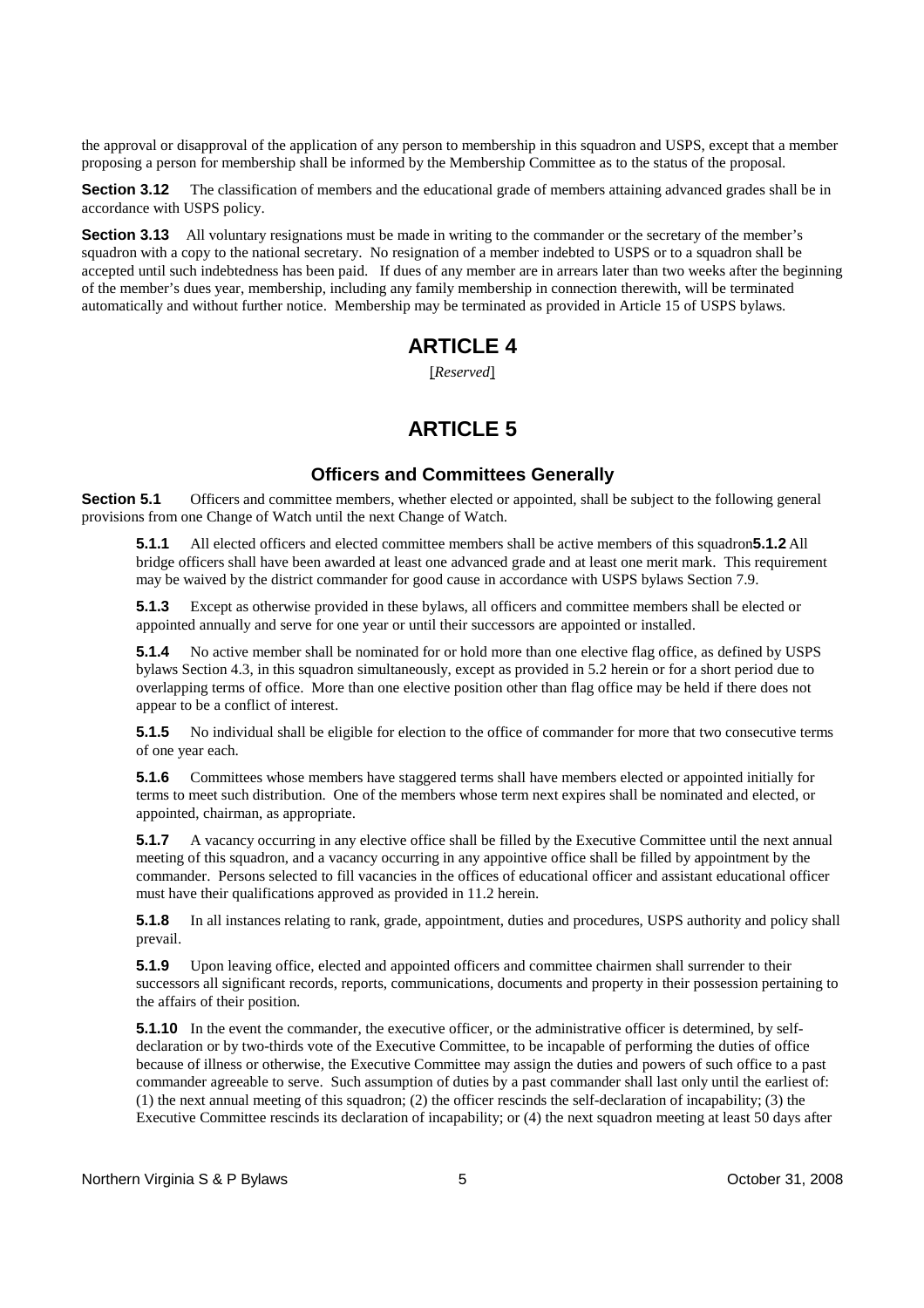the approval or disapproval of the application of any person to membership in this squadron and USPS, except that a member proposing a person for membership shall be informed by the Membership Committee as to the status of the proposal.

**Section 3.12** The classification of members and the educational grade of members attaining advanced grades shall be in accordance with USPS policy.

**Section 3.13** All voluntary resignations must be made in writing to the commander or the secretary of the member's squadron with a copy to the national secretary. No resignation of a member indebted to USPS or to a squadron shall be accepted until such indebtedness has been paid. If dues of any member are in arrears later than two weeks after the beginning of the member's dues year, membership, including any family membership in connection therewith, will be terminated automatically and without further notice. Membership may be terminated as provided in Article 15 of USPS bylaws.

# ARTICLE 4

[*Reserved*]

# ARTICLE 5

## Officers and Committees Generally

**Section 5.1** Officers and committee members, whether elected or appointed, shall be subject to the following general provisions from one Change of Watch until the next Change of Watch.

**5.1.1** All elected officers and elected committee members shall be active members of this squadron**5.1.2** All bridge officers shall have been awarded at least one advanced grade and at least one merit mark. This requirement may be waived by the district commander for good cause in accordance with USPS bylaws Section 7.9.

**5.1.3** Except as otherwise provided in these bylaws, all officers and committee members shall be elected or appointed annually and serve for one year or until their successors are appointed or installed.

**5.1.4** No active member shall be nominated for or hold more than one elective flag office, as defined by USPS bylaws Section 4.3, in this squadron simultaneously, except as provided in 5.2 herein or for a short period due to overlapping terms of office. More than one elective position other than flag office may be held if there does not appear to be a conflict of interest.

**5.1.5** No individual shall be eligible for election to the office of commander for more that two consecutive terms of one year each.

**5.1.6** Committees whose members have staggered terms shall have members elected or appointed initially for terms to meet such distribution. One of the members whose term next expires shall be nominated and elected, or appointed, chairman, as appropriate.

**5.1.7** A vacancy occurring in any elective office shall be filled by the Executive Committee until the next annual meeting of this squadron, and a vacancy occurring in any appointive office shall be filled by appointment by the commander. Persons selected to fill vacancies in the offices of educational officer and assistant educational officer must have their qualifications approved as provided in 11.2 herein.

**5.1.8** In all instances relating to rank, grade, appointment, duties and procedures, USPS authority and policy shall prevail.

**5.1.9** Upon leaving office, elected and appointed officers and committee chairmen shall surrender to their successors all significant records, reports, communications, documents and property in their possession pertaining to the affairs of their position.

**5.1.10** In the event the commander, the executive officer, or the administrative officer is determined, by self-declaration or by two-thirds vote of the Executive Committee, to be incapable of performing the duties of office because of illness or otherwise, the Executive Committee may assign the duties and powers of such office to a past commander agreeable to serve. Such assumption of duties by a past commander shall last only until the earliest of: (1) the next annual meeting of this squadron; (2) the officer rescinds the self-declaration of incapability; (3) the Executive Committee rescinds its declaration of incapability; or (4) the next squadron meeting at least 50 days after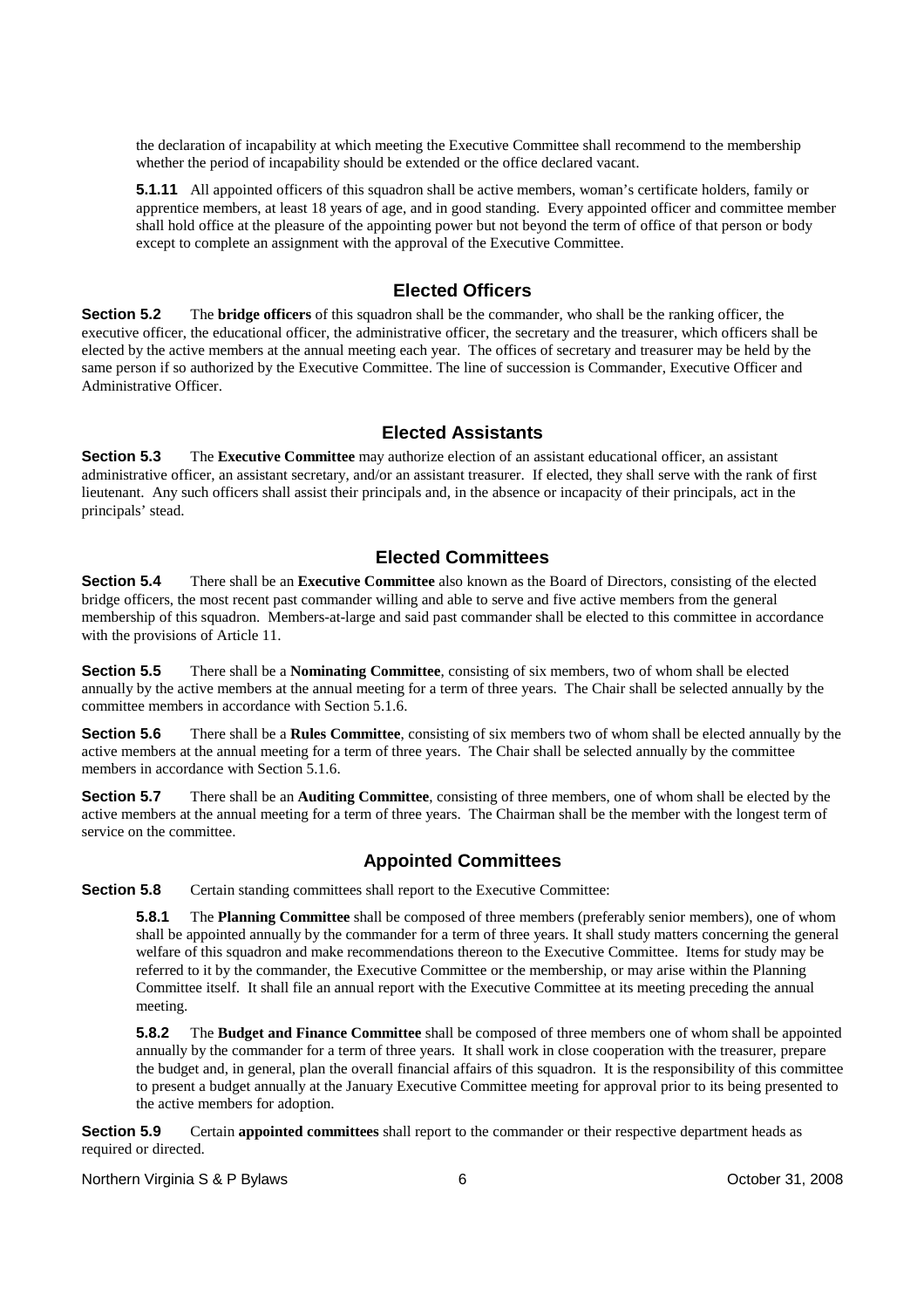the declaration of incapability at which meeting the Executive Committee shall recommend to the membership whether the period of incapability should be extended or the office declared vacant.

**5.1.11** All appointed officers of this squadron shall be active members, woman's certificate holders, family or apprentice members, at least 18 years of age, and in good standing. Every appointed officer and committee member shall hold office at the pleasure of the appointing power but not beyond the term of office of that person or body except to complete an assignment with the approval of the Executive Committee.

## Elected Officers

**Section 5.2** The **bridge officers** of this squadron shall be the commander, who shall be the ranking officer, the executive officer, the educational officer, the administrative officer, the secretary and the treasurer, which officers shall be elected by the active members at the annual meeting each year. The offices of secretary and treasurer may be held by the same person if so authorized by the Executive Committee. The line of succession is Commander, Executive Officer and Administrative Officer.

## Elected Assistants

**Section 5.3** The **Executive Committee** may authorize election of an assistant educational officer, an assistant administrative officer, an assistant secretary, and/or an assistant treasurer. If elected, they shall serve with the rank of first lieutenant. Any such officers shall assist their principals and, in the absence or incapacity of their principals, act in the principals' stead.

## Elected Committees

**Section 5.4** There shall be an **Executive Committee** also known as the Board of Directors, consisting of the elected bridge officers, the most recent past commander willing and able to serve and five active members from the general membership of this squadron. Members-at-large and said past commander shall be elected to this committee in accordance with the provisions of Article 11.

**Section 5.5** There shall be a **Nominating Committee**, consisting of six members, two of whom shall be elected annually by the active members at the annual meeting for a term of three years. The Chair shall be selected annually by the committee members in accordance with Section 5.1.6.

**Section 5.6** There shall be a **Rules Committee**, consisting of six members two of whom shall be elected annually by the active members at the annual meeting for a term of three years. The Chair shall be selected annually by the committee members in accordance with Section 5.1.6.

**Section 5.7** There shall be an **Auditing Committee**, consisting of three members, one of whom shall be elected by the active members at the annual meeting for a term of three years. The Chairman shall be the member with the longest term of service on the committee.

## Appointed Committees

**Section 5.8** Certain standing committees shall report to the Executive Committee:

**5.8.1** The **Planning Committee** shall be composed of three members (preferably senior members), one of whom shall be appointed annually by the commander for a term of three years. It shall study matters concerning the general welfare of this squadron and make recommendations thereon to the Executive Committee. Items for study may be referred to it by the commander, the Executive Committee or the membership, or may arise within the Planning Committee itself. It shall file an annual report with the Executive Committee at its meeting preceding the annual meeting.

**5.8.2** The **Budget and Finance Committee** shall be composed of three members one of whom shall be appointed annually by the commander for a term of three years. It shall work in close cooperation with the treasurer, prepare the budget and, in general, plan the overall financial affairs of this squadron. It is the responsibility of this committee to present a budget annually at the January Executive Committee meeting for approval prior to its being presented to the active members for adoption.

**Section 5.9** Certain **appointed committees** shall report to the commander or their respective department heads as required or directed.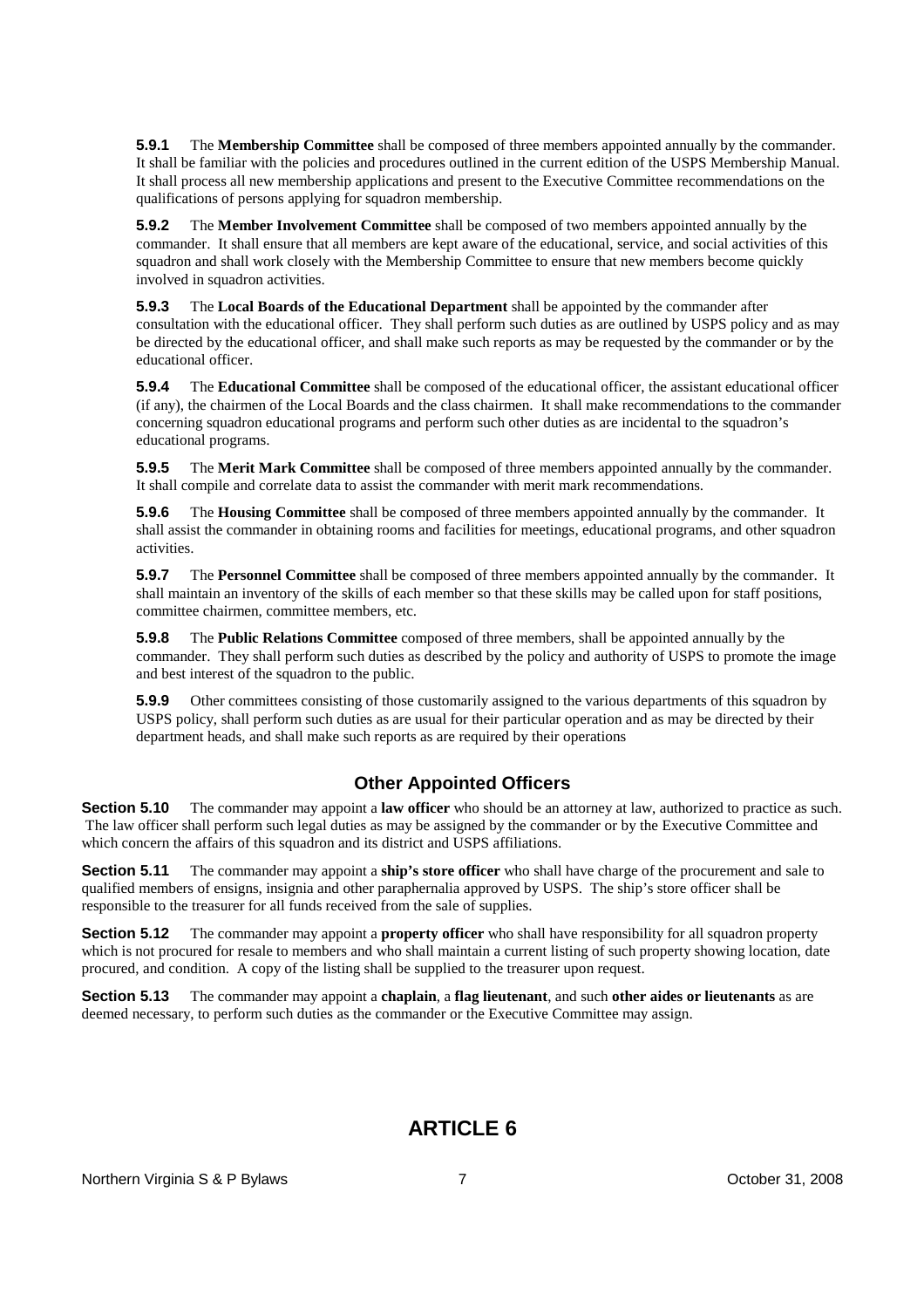**5.9.1** The **Membership Committee** shall be composed of three members appointed annually by the commander. It shall be familiar with the policies and procedures outlined in the current edition of the USPS Membership Manual. It shall process all new membership applications and present to the Executive Committee recommendations on the qualifications of persons applying for squadron membership.

**5.9.2** The **Member Involvement Committee** shall be composed of two members appointed annually by the commander. It shall ensure that all members are kept aware of the educational, service, and social activities of this squadron and shall work closely with the Membership Committee to ensure that new members become quickly involved in squadron activities.

**5.9.3** The **Local Boards of the Educational Department** shall be appointed by the commander after consultation with the educational officer. They shall perform such duties as are outlined by USPS policy and as may be directed by the educational officer, and shall make such reports as may be requested by the commander or by the educational officer.

**5.9.4** The **Educational Committee** shall be composed of the educational officer, the assistant educational officer (if any), the chairmen of the Local Boards and the class chairmen. It shall make recommendations to the commander concerning squadron educational programs and perform such other duties as are incidental to the squadron's educational programs.

**5.9.5** The **Merit Mark Committee** shall be composed of three members appointed annually by the commander. It shall compile and correlate data to assist the commander with merit mark recommendations.

**5.9.6** The **Housing Committee** shall be composed of three members appointed annually by the commander. It shall assist the commander in obtaining rooms and facilities for meetings, educational programs, and other squadron activities.

**5.9.7** The **Personnel Committee** shall be composed of three members appointed annually by the commander. It shall maintain an inventory of the skills of each member so that these skills may be called upon for staff positions, committee chairmen, committee members, etc.

**5.9.8** The **Public Relations Committee** composed of three members, shall be appointed annually by the commander. They shall perform such duties as described by the policy and authority of USPS to promote the image and best interest of the squadron to the public.

**5.9.9** Other committees consisting of those customarily assigned to the various departments of this squadron by USPS policy, shall perform such duties as are usual for their particular operation and as may be directed by their department heads, and shall make such reports as are required by their operations

## Other Appointed Officers

**Section 5.10** The commander may appoint a **law officer** who should be an attorney at law, authorized to practice as such. The law officer shall perform such legal duties as may be assigned by the commander or by the Executive Committee and which concern the affairs of this squadron and its district and USPS affiliations.

**Section 5.11** The commander may appoint a **ship's store officer** who shall have charge of the procurement and sale to qualified members of ensigns, insignia and other paraphernalia approved by USPS. The ship's store officer shall be responsible to the treasurer for all funds received from the sale of supplies.

**Section 5.12** The commander may appoint a **property officer** who shall have responsibility for all squadron property which is not procured for resale to members and who shall maintain a current listing of such property showing location, date procured, and condition. A copy of the listing shall be supplied to the treasurer upon request.

**Section 5.13** The commander may appoint a **chaplain**, a **flag lieutenant**, and such **other aides or lieutenants** as are deemed necessary, to perform such duties as the commander or the Executive Committee may assign.

# ARTICLE 6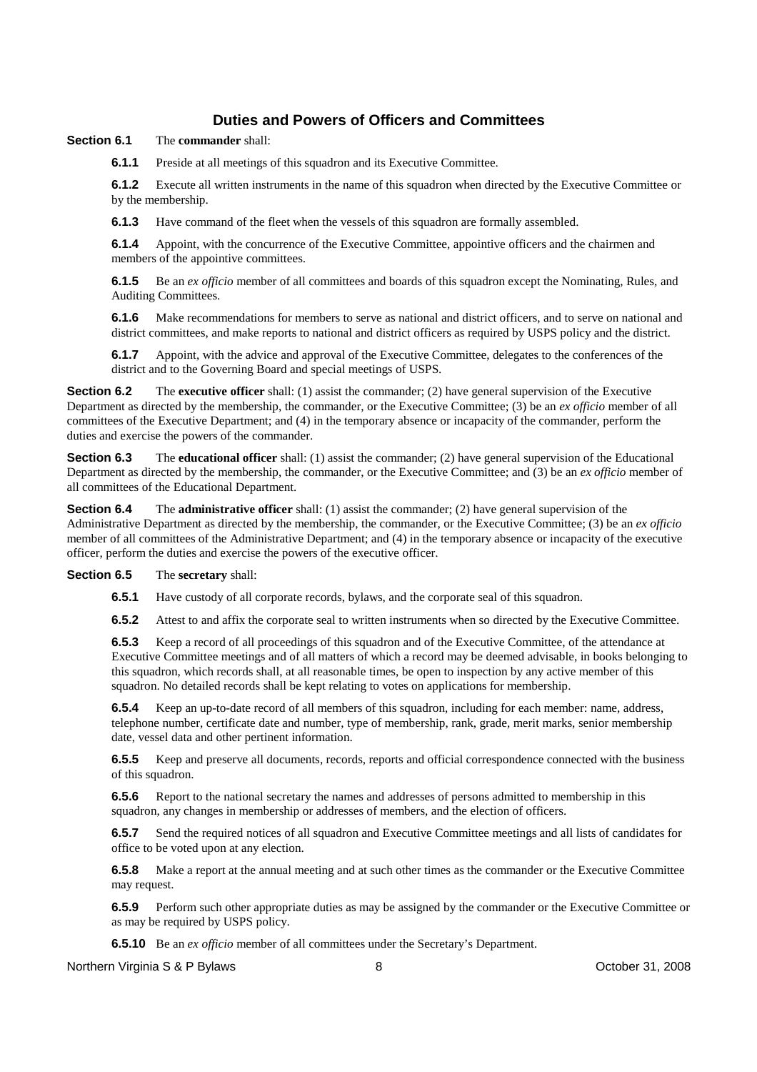## Duties and Powers of Officers and Committees

**Section 6.1** The **commander** shall:

**6.1.1** Preside at all meetings of this squadron and its Executive Committee.

**6.1.2** Execute all written instruments in the name of this squadron when directed by the Executive Committee or by the membership.

**6.1.3** Have command of the fleet when the vessels of this squadron are formally assembled.

**6.1.4** Appoint, with the concurrence of the Executive Committee, appointive officers and the chairmen and members of the appointive committees.

**6.1.5** Be an *ex officio* member of all committees and boards of this squadron except the Nominating, Rules, and Auditing Committees.

**6.1.6** Make recommendations for members to serve as national and district officers, and to serve on national and district committees, and make reports to national and district officers as required by USPS policy and the district.

**6.1.7** Appoint, with the advice and approval of the Executive Committee, delegates to the conferences of the district and to the Governing Board and special meetings of USPS.

**Section 6.2** The **executive officer** shall: (1) assist the commander; (2) have general supervision of the Executive Department as directed by the membership, the commander, or the Executive Committee; (3) be an *ex officio* member of all committees of the Executive Department; and (4) in the temporary absence or incapacity of the commander, perform the duties and exercise the powers of the commander.

**Section 6.3** The **educational officer** shall: (1) assist the commander; (2) have general supervision of the Educational Department as directed by the membership, the commander, or the Executive Committee; and (3) be an *ex officio* member of all committees of the Educational Department.

**Section 6.4** The **administrative officer** shall: (1) assist the commander; (2) have general supervision of the Administrative Department as directed by the membership, the commander, or the Executive Committee; (3) be an *ex officio* member of all committees of the Administrative Department; and (4) in the temporary absence or incapacity of the executive officer, perform the duties and exercise the powers of the executive officer.

**Section 6.5** The **secretary** shall:

**6.5.1** Have custody of all corporate records, bylaws, and the corporate seal of this squadron.

**6.5.2** Attest to and affix the corporate seal to written instruments when so directed by the Executive Committee.

**6.5.3** Keep a record of all proceedings of this squadron and of the Executive Committee, of the attendance at Executive Committee meetings and of all matters of which a record may be deemed advisable, in books belonging to this squadron, which records shall, at all reasonable times, be open to inspection by any active member of this squadron. No detailed records shall be kept relating to votes on applications for membership.

**6.5.4** Keep an up-to-date record of all members of this squadron, including for each member: name, address, telephone number, certificate date and number, type of membership, rank, grade, merit marks, senior membership date, vessel data and other pertinent information.

**6.5.5** Keep and preserve all documents, records, reports and official correspondence connected with the business of this squadron.

**6.5.6** Report to the national secretary the names and addresses of persons admitted to membership in this squadron, any changes in membership or addresses of members, and the election of officers.

**6.5.7** Send the required notices of all squadron and Executive Committee meetings and all lists of candidates for office to be voted upon at any election.

**6.5.8** Make a report at the annual meeting and at such other times as the commander or the Executive Committee may request.

**6.5.9** Perform such other appropriate duties as may be assigned by the commander or the Executive Committee or as may be required by USPS policy.

**6.5.10** Be an *ex officio* member of all committees under the Secretary's Department.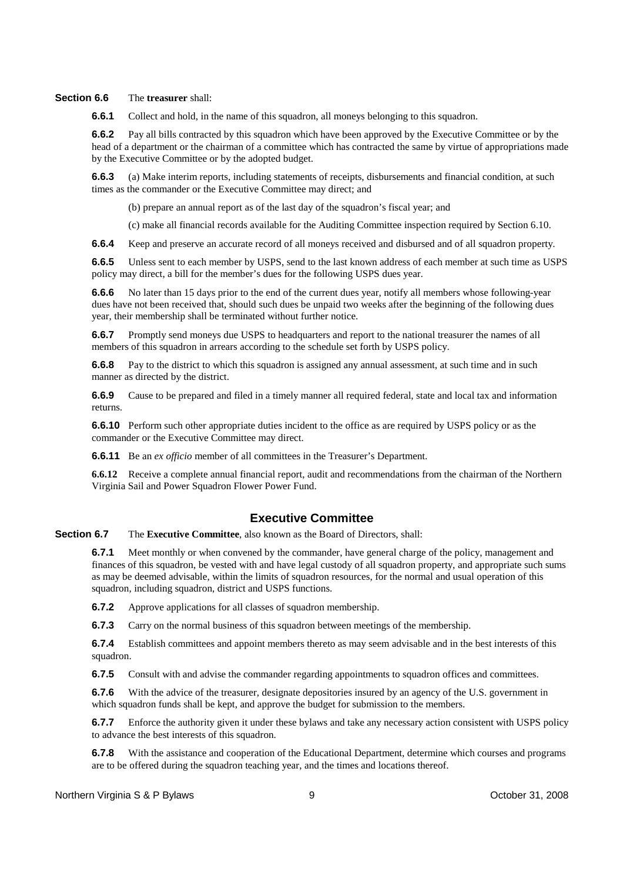**Section 6.6** The **treasurer** shall:

**6.6.1** Collect and hold, in the name of this squadron, all moneys belonging to this squadron.

**6.6.2** Pay all bills contracted by this squadron which have been approved by the Executive Committee or by the head of a department or the chairman of a committee which has contracted the same by virtue of appropriations made by the Executive Committee or by the adopted budget.

**6.6.3** (a) Make interim reports, including statements of receipts, disbursements and financial condition, at such times as the commander or the Executive Committee may direct; and

(b) prepare an annual report as of the last day of the squadron's fiscal year; and

(c) make all financial records available for the Auditing Committee inspection required by Section 6.10.

**6.6.4** Keep and preserve an accurate record of all moneys received and disbursed and of all squadron property.

**6.6.5** Unless sent to each member by USPS, send to the last known address of each member at such time as USPS policy may direct, a bill for the member's dues for the following USPS dues year.

**6.6.6** No later than 15 days prior to the end of the current dues year, notify all members whose following-year dues have not been received that, should such dues be unpaid two weeks after the beginning of the following dues year, their membership shall be terminated without further notice.

**6.6.7** Promptly send moneys due USPS to headquarters and report to the national treasurer the names of all members of this squadron in arrears according to the schedule set forth by USPS policy.

**6.6.8** Pay to the district to which this squadron is assigned any annual assessment, at such time and in such manner as directed by the district.

**6.6.9** Cause to be prepared and filed in a timely manner all required federal, state and local tax and information returns.

**6.6.10** Perform such other appropriate duties incident to the office as are required by USPS policy or as the commander or the Executive Committee may direct.

**6.6.11** Be an *ex officio* member of all committees in the Treasurer's Department.

**6.6.12** Receive a complete annual financial report, audit and recommendations from the chairman of the Northern Virginia Sail and Power Squadron Flower Power Fund.

## Executive Committee

**Section 6.7** The **Executive Committee**, also known as the Board of Directors, shall:

**6.7.1** Meet monthly or when convened by the commander, have general charge of the policy, management and finances of this squadron, be vested with and have legal custody of all squadron property, and appropriate such sums as may be deemed advisable, within the limits of squadron resources, for the normal and usual operation of this squadron, including squadron, district and USPS functions.

**6.7.2** Approve applications for all classes of squadron membership.

**6.7.3** Carry on the normal business of this squadron between meetings of the membership.

**6.7.4** Establish committees and appoint members thereto as may seem advisable and in the best interests of this squadron.

**6.7.5** Consult with and advise the commander regarding appointments to squadron offices and committees.

**6.7.6** With the advice of the treasurer, designate depositories insured by an agency of the U.S. government in which squadron funds shall be kept, and approve the budget for submission to the members.

**6.7.7** Enforce the authority given it under these bylaws and take any necessary action consistent with USPS policy to advance the best interests of this squadron.

**6.7.8** With the assistance and cooperation of the Educational Department, determine which courses and programs are to be offered during the squadron teaching year, and the times and locations thereof.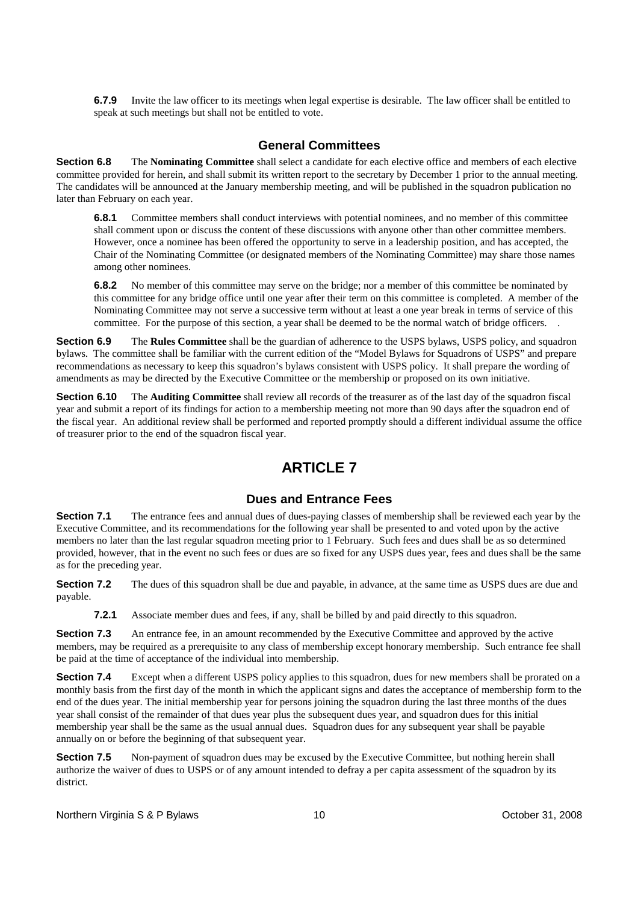**6.7.9** Invite the law officer to its meetings when legal expertise is desirable. The law officer shall be entitled to speak at such meetings but shall not be entitled to vote.

### General Committees

**Section 6.8** The **Nominating Committee** shall select a candidate for each elective office and members of each elective committee provided for herein, and shall submit its written report to the secretary by December 1 prior to the annual meeting. The candidates will be announced at the January membership meeting, and will be published in the squadron publication no later than February on each year.

**6.8.1** Committee members shall conduct interviews with potential nominees, and no member of this committee shall comment upon or discuss the content of these discussions with anyone other than other committee members. However, once a nominee has been offered the opportunity to serve in a leadership position, and has accepted, the Chair of the Nominating Committee (or designated members of the Nominating Committee) may share those names among other nominees.

**6.8.2** No member of this committee may serve on the bridge; nor a member of this committee be nominated by this committee for any bridge office until one year after their term on this committee is completed. A member of the Nominating Committee may not serve a successive term without at least a one year break in terms of service of this committee. For the purpose of this section, a year shall be deemed to be the normal watch of bridge officers. .

**Section 6.9** The **Rules Committee** shall be the guardian of adherence to the USPS bylaws, USPS policy, and squadron bylaws. The committee shall be familiar with the current edition of the "Model Bylaws for Squadrons of USPS" and prepare recommendations as necessary to keep this squadron's bylaws consistent with USPS policy. It shall prepare the wording of amendments as may be directed by the Executive Committee or the membership or proposed on its own initiative.

**Section 6.10** The **Auditing Committee** shall review all records of the treasurer as of the last day of the squadron fiscal year and submit a report of its findings for action to a membership meeting not more than 90 days after the squadron end of the fiscal year. An additional review shall be performed and reported promptly should a different individual assume the office of treasurer prior to the end of the squadron fiscal year.

## ARTICLE 7

### Dues and Entrance Fees

**Section 7.1** The entrance fees and annual dues of dues-paying classes of membership shall be reviewed each year by the Executive Committee, and its recommendations for the following year shall be presented to and voted upon by the active members no later than the last regular squadron meeting prior to 1 February. Such fees and dues shall be as so determined provided, however, that in the event no such fees or dues are so fixed for any USPS dues year, fees and dues shall be the same as for the preceding year.

**Section 7.2** The dues of this squadron shall be due and payable, in advance, at the same time as USPS dues are due and payable.

**7.2.1** Associate member dues and fees, if any, shall be billed by and paid directly to this squadron.

**Section 7.3** An entrance fee, in an amount recommended by the Executive Committee and approved by the active members, may be required as a prerequisite to any class of membership except honorary membership. Such entrance fee shall be paid at the time of acceptance of the individual into membership.

**Section 7.4** Except when a different USPS policy applies to this squadron, dues for new members shall be prorated on a monthly basis from the first day of the month in which the applicant signs and dates the acceptance of membership form to the end of the dues year. The initial membership year for persons joining the squadron during the last three months of the dues year shall consist of the remainder of that dues year plus the subsequent dues year, and squadron dues for this initial membership year shall be the same as the usual annual dues. Squadron dues for any subsequent year shall be payable annually on or before the beginning of that subsequent year.

**Section 7.5** Non-payment of squadron dues may be excused by the Executive Committee, but nothing herein shall authorize the waiver of dues to USPS or of any amount intended to defray a per capita assessment of the squadron by its district.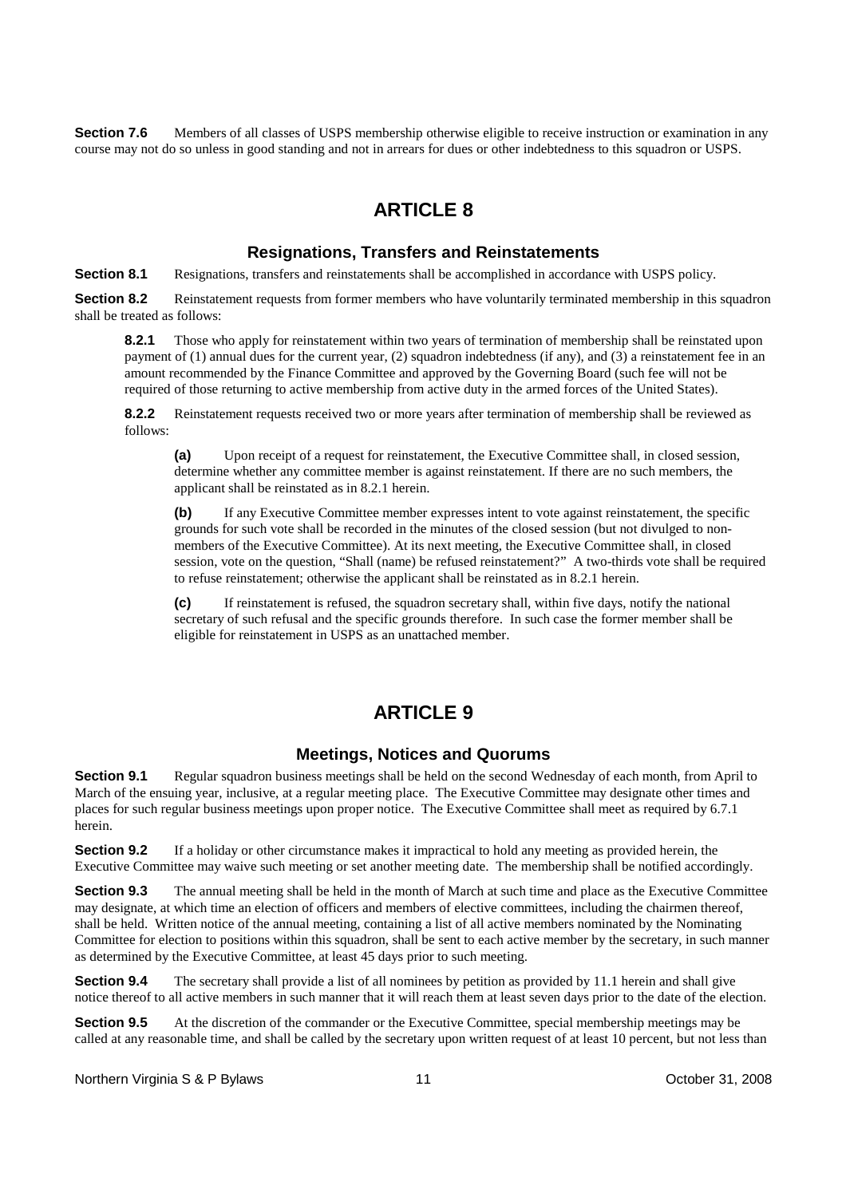**Section 7.6** Members of all classes of USPS membership otherwise eligible to receive instruction or examination in any course may not do so unless in good standing and not in arrears for dues or other indebtedness to this squadron or USPS.

# ARTICLE 8

## Resignations, Transfers and Reinstatements

**Section 8.1** Resignations, transfers and reinstatements shall be accomplished in accordance with USPS policy.

**Section 8.2** Reinstatement requests from former members who have voluntarily terminated membership in this squadron shall be treated as follows:

> **8.2.1** Those who apply for reinstatement within two years of termination of membership shall be reinstated upon payment of (1) annual dues for the current year, (2) squadron indebtedness (if any), and (3) a reinstatement fee in an amount recommended by the Finance Committee and approved by the Governing Board (such fee will not be required of those returning to active membership from active duty in the armed forces of the United States).
>
> **8.2.2** Reinstatement requests received two or more years after termination of membership shall be reviewed as follows:
>
> > **(a)** Upon receipt of a request for reinstatement, the Executive Committee shall, in closed session, determine whether any committee member is against reinstatement. If there are no such members, the applicant shall be reinstated as in 8.2.1 herein.
> >
> > **(b)** If any Executive Committee member expresses intent to vote against reinstatement, the specific grounds for such vote shall be recorded in the minutes of the closed session (but not divulged to non-members of the Executive Committee). At its next meeting, the Executive Committee shall, in closed session, vote on the question, "Shall (name) be refused reinstatement?" A two-thirds vote shall be required to refuse reinstatement; otherwise the applicant shall be reinstated as in 8.2.1 herein.
> >
> > **(c)** If reinstatement is refused, the squadron secretary shall, within five days, notify the national secretary of such refusal and the specific grounds therefore. In such case the former member shall be eligible for reinstatement in USPS as an unattached member.

# ARTICLE 9

## Meetings, Notices and Quorums

**Section 9.1** Regular squadron business meetings shall be held on the second Wednesday of each month, from April to March of the ensuing year, inclusive, at a regular meeting place. The Executive Committee may designate other times and places for such regular business meetings upon proper notice. The Executive Committee shall meet as required by 6.7.1 herein.

**Section 9.2** If a holiday or other circumstance makes it impractical to hold any meeting as provided herein, the Executive Committee may waive such meeting or set another meeting date. The membership shall be notified accordingly.

**Section 9.3** The annual meeting shall be held in the month of March at such time and place as the Executive Committee may designate, at which time an election of officers and members of elective committees, including the chairmen thereof, shall be held. Written notice of the annual meeting, containing a list of all active members nominated by the Nominating Committee for election to positions within this squadron, shall be sent to each active member by the secretary, in such manner as determined by the Executive Committee, at least 45 days prior to such meeting.

**Section 9.4** The secretary shall provide a list of all nominees by petition as provided by 11.1 herein and shall give notice thereof to all active members in such manner that it will reach them at least seven days prior to the date of the election.

**Section 9.5** At the discretion of the commander or the Executive Committee, special membership meetings may be called at any reasonable time, and shall be called by the secretary upon written request of at least 10 percent, but not less than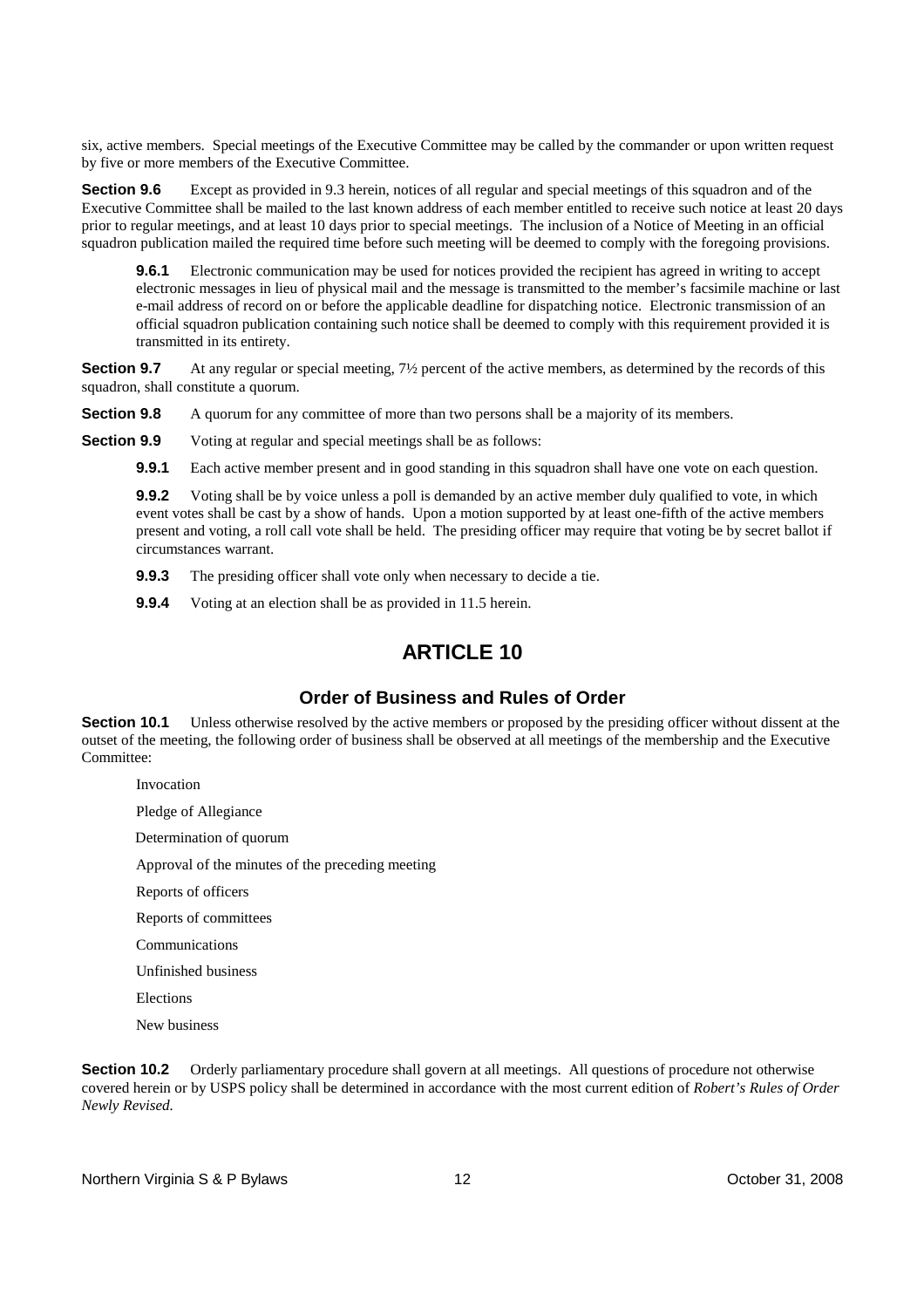six, active members. Special meetings of the Executive Committee may be called by the commander or upon written request by five or more members of the Executive Committee.

**Section 9.6** Except as provided in 9.3 herein, notices of all regular and special meetings of this squadron and of the Executive Committee shall be mailed to the last known address of each member entitled to receive such notice at least 20 days prior to regular meetings, and at least 10 days prior to special meetings. The inclusion of a Notice of Meeting in an official squadron publication mailed the required time before such meeting will be deemed to comply with the foregoing provisions.

> **9.6.1** Electronic communication may be used for notices provided the recipient has agreed in writing to accept electronic messages in lieu of physical mail and the message is transmitted to the member's facsimile machine or last e-mail address of record on or before the applicable deadline for dispatching notice. Electronic transmission of an official squadron publication containing such notice shall be deemed to comply with this requirement provided it is transmitted in its entirety.

**Section 9.7** At any regular or special meeting, 7½ percent of the active members, as determined by the records of this squadron, shall constitute a quorum.

**Section 9.8** A quorum for any committee of more than two persons shall be a majority of its members.

**Section 9.9** Voting at regular and special meetings shall be as follows:

> **9.9.1** Each active member present and in good standing in this squadron shall have one vote on each question.
>
> **9.9.2** Voting shall be by voice unless a poll is demanded by an active member duly qualified to vote, in which event votes shall be cast by a show of hands. Upon a motion supported by at least one-fifth of the active members present and voting, a roll call vote shall be held. The presiding officer may require that voting be by secret ballot if circumstances warrant.
>
> **9.9.3** The presiding officer shall vote only when necessary to decide a tie.
>
> **9.9.4** Voting at an election shall be as provided in 11.5 herein.

# ARTICLE 10

## Order of Business and Rules of Order

**Section 10.1** Unless otherwise resolved by the active members or proposed by the presiding officer without dissent at the outset of the meeting, the following order of business shall be observed at all meetings of the membership and the Executive Committee:

- Invocation
- Pledge of Allegiance
- Determination of quorum
- Approval of the minutes of the preceding meeting
- Reports of officers
- Reports of committees
- Communications
- Unfinished business
- Elections
- New business

**Section 10.2** Orderly parliamentary procedure shall govern at all meetings. All questions of procedure not otherwise covered herein or by USPS policy shall be determined in accordance with the most current edition of *Robert's Rules of Order Newly Revised.*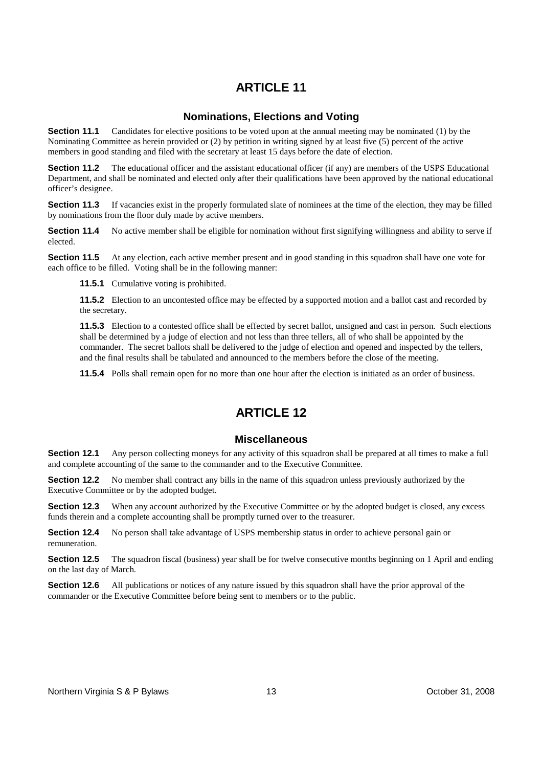# ARTICLE 11

## Nominations, Elections and Voting

**Section 11.1** Candidates for elective positions to be voted upon at the annual meeting may be nominated (1) by the Nominating Committee as herein provided or (2) by petition in writing signed by at least five (5) percent of the active members in good standing and filed with the secretary at least 15 days before the date of election.

**Section 11.2** The educational officer and the assistant educational officer (if any) are members of the USPS Educational Department, and shall be nominated and elected only after their qualifications have been approved by the national educational officer's designee.

**Section 11.3** If vacancies exist in the properly formulated slate of nominees at the time of the election, they may be filled by nominations from the floor duly made by active members.

**Section 11.4** No active member shall be eligible for nomination without first signifying willingness and ability to serve if elected.

**Section 11.5** At any election, each active member present and in good standing in this squadron shall have one vote for each office to be filled. Voting shall be in the following manner:

**11.5.1** Cumulative voting is prohibited.

**11.5.2** Election to an uncontested office may be effected by a supported motion and a ballot cast and recorded by the secretary.

**11.5.3** Election to a contested office shall be effected by secret ballot, unsigned and cast in person. Such elections shall be determined by a judge of election and not less than three tellers, all of who shall be appointed by the commander. The secret ballots shall be delivered to the judge of election and opened and inspected by the tellers, and the final results shall be tabulated and announced to the members before the close of the meeting.

**11.5.4** Polls shall remain open for no more than one hour after the election is initiated as an order of business.

# ARTICLE 12

## Miscellaneous

**Section 12.1** Any person collecting moneys for any activity of this squadron shall be prepared at all times to make a full and complete accounting of the same to the commander and to the Executive Committee.

**Section 12.2** No member shall contract any bills in the name of this squadron unless previously authorized by the Executive Committee or by the adopted budget.

**Section 12.3** When any account authorized by the Executive Committee or by the adopted budget is closed, any excess funds therein and a complete accounting shall be promptly turned over to the treasurer.

**Section 12.4** No person shall take advantage of USPS membership status in order to achieve personal gain or remuneration.

**Section 12.5** The squadron fiscal (business) year shall be for twelve consecutive months beginning on 1 April and ending on the last day of March.

**Section 12.6** All publications or notices of any nature issued by this squadron shall have the prior approval of the commander or the Executive Committee before being sent to members or to the public.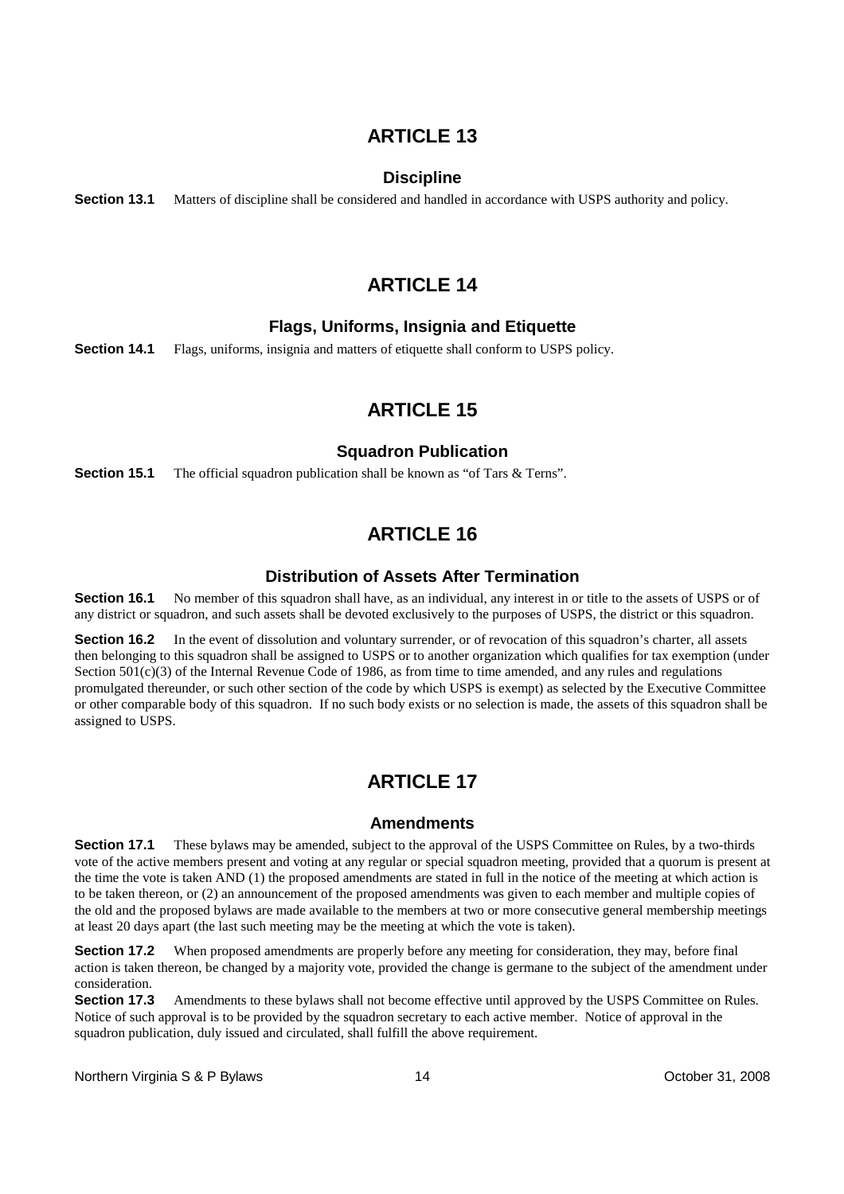# ARTICLE 13

## Discipline

**Section 13.1** Matters of discipline shall be considered and handled in accordance with USPS authority and policy.

# ARTICLE 14

## Flags, Uniforms, Insignia and Etiquette

**Section 14.1** Flags, uniforms, insignia and matters of etiquette shall conform to USPS policy.

# ARTICLE 15

## Squadron Publication

**Section 15.1** The official squadron publication shall be known as "of Tars & Terns".

# ARTICLE 16

## Distribution of Assets After Termination

**Section 16.1** No member of this squadron shall have, as an individual, any interest in or title to the assets of USPS or of any district or squadron, and such assets shall be devoted exclusively to the purposes of USPS, the district or this squadron.

**Section 16.2** In the event of dissolution and voluntary surrender, or of revocation of this squadron's charter, all assets then belonging to this squadron shall be assigned to USPS or to another organization which qualifies for tax exemption (under Section 501(c)(3) of the Internal Revenue Code of 1986, as from time to time amended, and any rules and regulations promulgated thereunder, or such other section of the code by which USPS is exempt) as selected by the Executive Committee or other comparable body of this squadron. If no such body exists or no selection is made, the assets of this squadron shall be assigned to USPS.

# ARTICLE 17

## Amendments

**Section 17.1** These bylaws may be amended, subject to the approval of the USPS Committee on Rules, by a two-thirds vote of the active members present and voting at any regular or special squadron meeting, provided that a quorum is present at the time the vote is taken AND (1) the proposed amendments are stated in full in the notice of the meeting at which action is to be taken thereon, or (2) an announcement of the proposed amendments was given to each member and multiple copies of the old and the proposed bylaws are made available to the members at two or more consecutive general membership meetings at least 20 days apart (the last such meeting may be the meeting at which the vote is taken).

**Section 17.2** When proposed amendments are properly before any meeting for consideration, they may, before final action is taken thereon, be changed by a majority vote, provided the change is germane to the subject of the amendment under consideration.

**Section 17.3** Amendments to these bylaws shall not become effective until approved by the USPS Committee on Rules. Notice of such approval is to be provided by the squadron secretary to each active member. Notice of approval in the squadron publication, duly issued and circulated, shall fulfill the above requirement.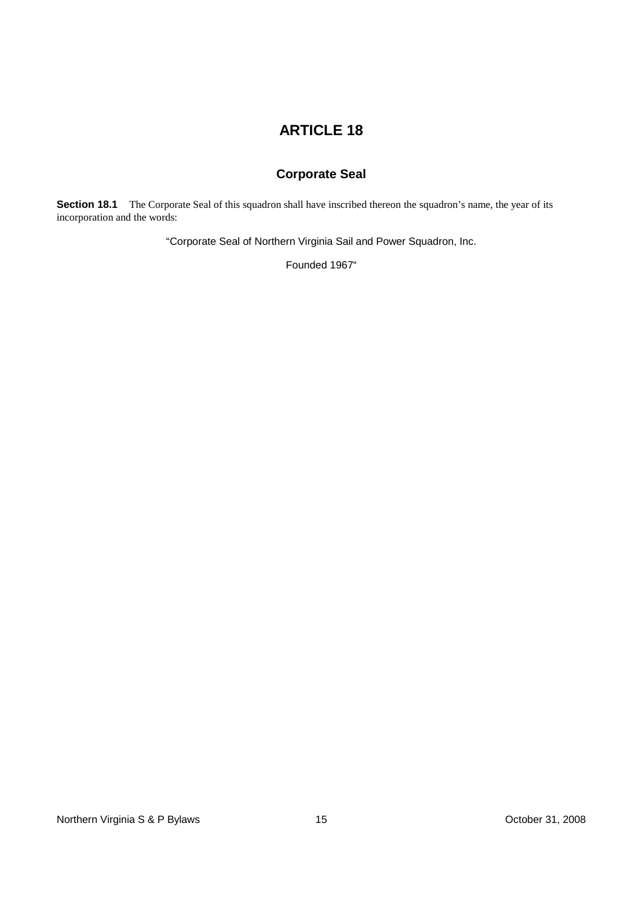# ARTICLE 18

## Corporate Seal

**Section 18.1** The Corporate Seal of this squadron shall have inscribed thereon the squadron's name, the year of its incorporation and the words:

"Corporate Seal of Northern Virginia Sail and Power Squadron, Inc.

Founded 1967"